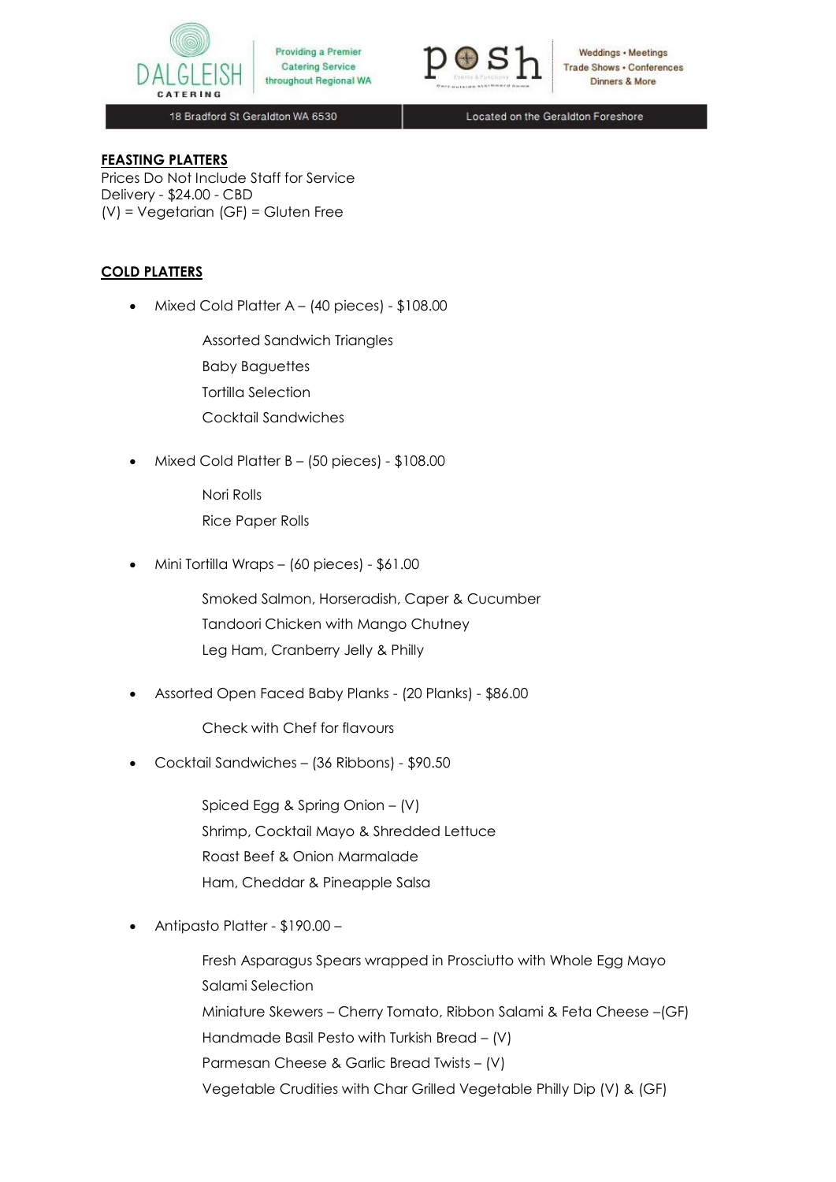DALGLEISH CATERING | Providing a Premier Catering Service throughout Regional WA

posh | Weddings • Meetings | Trade Shows • Conferences | Dinners & More

18 Bradford St Geraldton WA 6530 | Located on the Geraldton Foreshore

## FEASTING PLATTERS

Prices Do Not Include Staff for Service
Delivery - $24.00 - CBD
(V) = Vegetarian (GF) = Gluten Free

## COLD PLATTERS

- Mixed Cold Platter A – (40 pieces) - $108.00

  Assorted Sandwich Triangles
  Baby Baguettes
  Tortilla Selection
  Cocktail Sandwiches

- Mixed Cold Platter B – (50 pieces) - $108.00

  Nori Rolls
  Rice Paper Rolls

- Mini Tortilla Wraps – (60 pieces) - $61.00

  Smoked Salmon, Horseradish, Caper & Cucumber
  Tandoori Chicken with Mango Chutney
  Leg Ham, Cranberry Jelly & Philly

- Assorted Open Faced Baby Planks - (20 Planks) - $86.00

  Check with Chef for flavours

- Cocktail Sandwiches – (36 Ribbons) - $90.50

  Spiced Egg & Spring Onion – (V)
  Shrimp, Cocktail Mayo & Shredded Lettuce
  Roast Beef & Onion Marmalade
  Ham, Cheddar & Pineapple Salsa

- Antipasto Platter - $190.00 –

  Fresh Asparagus Spears wrapped in Prosciutto with Whole Egg Mayo
  Salami Selection
  Miniature Skewers – Cherry Tomato, Ribbon Salami & Feta Cheese –(GF)
  Handmade Basil Pesto with Turkish Bread – (V)
  Parmesan Cheese & Garlic Bread Twists – (V)
  Vegetable Crudities with Char Grilled Vegetable Philly Dip (V) & (GF)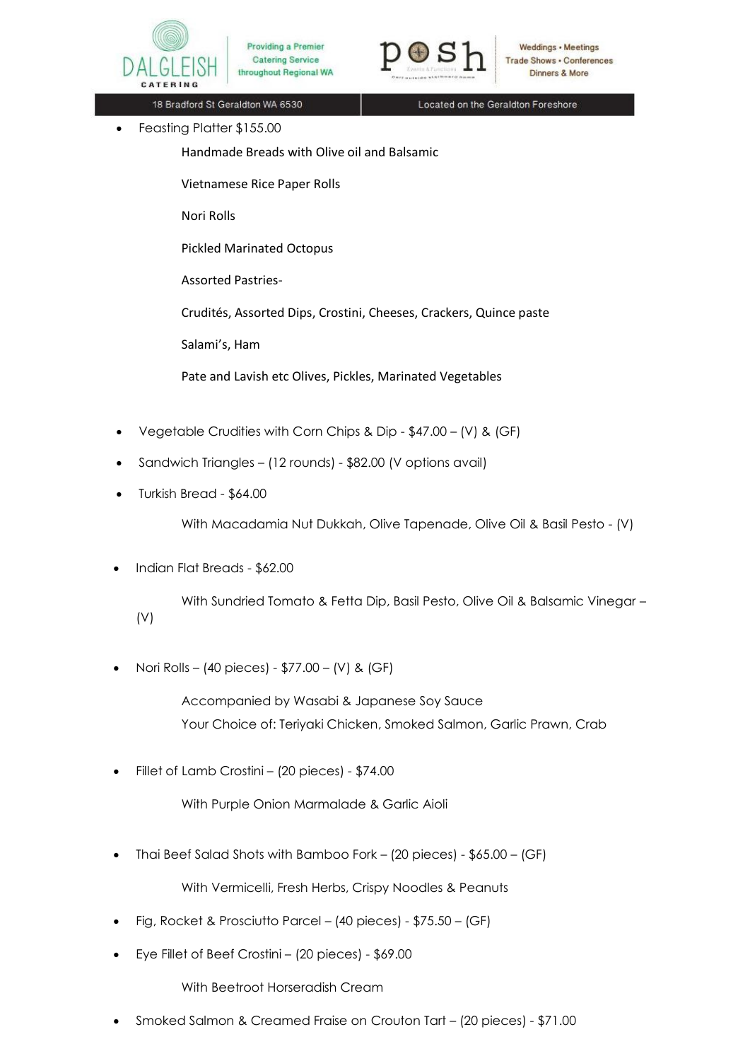- Feasting Platter $155.00

  Handmade Breads with Olive oil and Balsamic

  Vietnamese Rice Paper Rolls

  Nori Rolls

  Pickled Marinated Octopus

  Assorted Pastries-

  Crudités, Assorted Dips, Crostini, Cheeses, Crackers, Quince paste

  Salami's, Ham

  Pate and Lavish etc Olives, Pickles, Marinated Vegetables

- Vegetable Crudities with Corn Chips & Dip - $47.00 – (V) & (GF)
- Sandwich Triangles – (12 rounds) - $82.00 (V options avail)
- Turkish Bread - $64.00

  With Macadamia Nut Dukkah, Olive Tapenade, Olive Oil & Basil Pesto - (V)

- Indian Flat Breads - $62.00

  With Sundried Tomato & Fetta Dip, Basil Pesto, Olive Oil & Balsamic Vinegar – (V)

- Nori Rolls – (40 pieces) - $77.00 – (V) & (GF)

  Accompanied by Wasabi & Japanese Soy Sauce
  Your Choice of: Teriyaki Chicken, Smoked Salmon, Garlic Prawn, Crab

- Fillet of Lamb Crostini – (20 pieces) - $74.00

  With Purple Onion Marmalade & Garlic Aioli

- Thai Beef Salad Shots with Bamboo Fork – (20 pieces) - $65.00 – (GF)

  With Vermicelli, Fresh Herbs, Crispy Noodles & Peanuts

- Fig, Rocket & Prosciutto Parcel – (40 pieces) - $75.50 – (GF)
- Eye Fillet of Beef Crostini – (20 pieces) - $69.00

  With Beetroot Horseradish Cream

- Smoked Salmon & Creamed Fraise on Crouton Tart – (20 pieces) - $71.00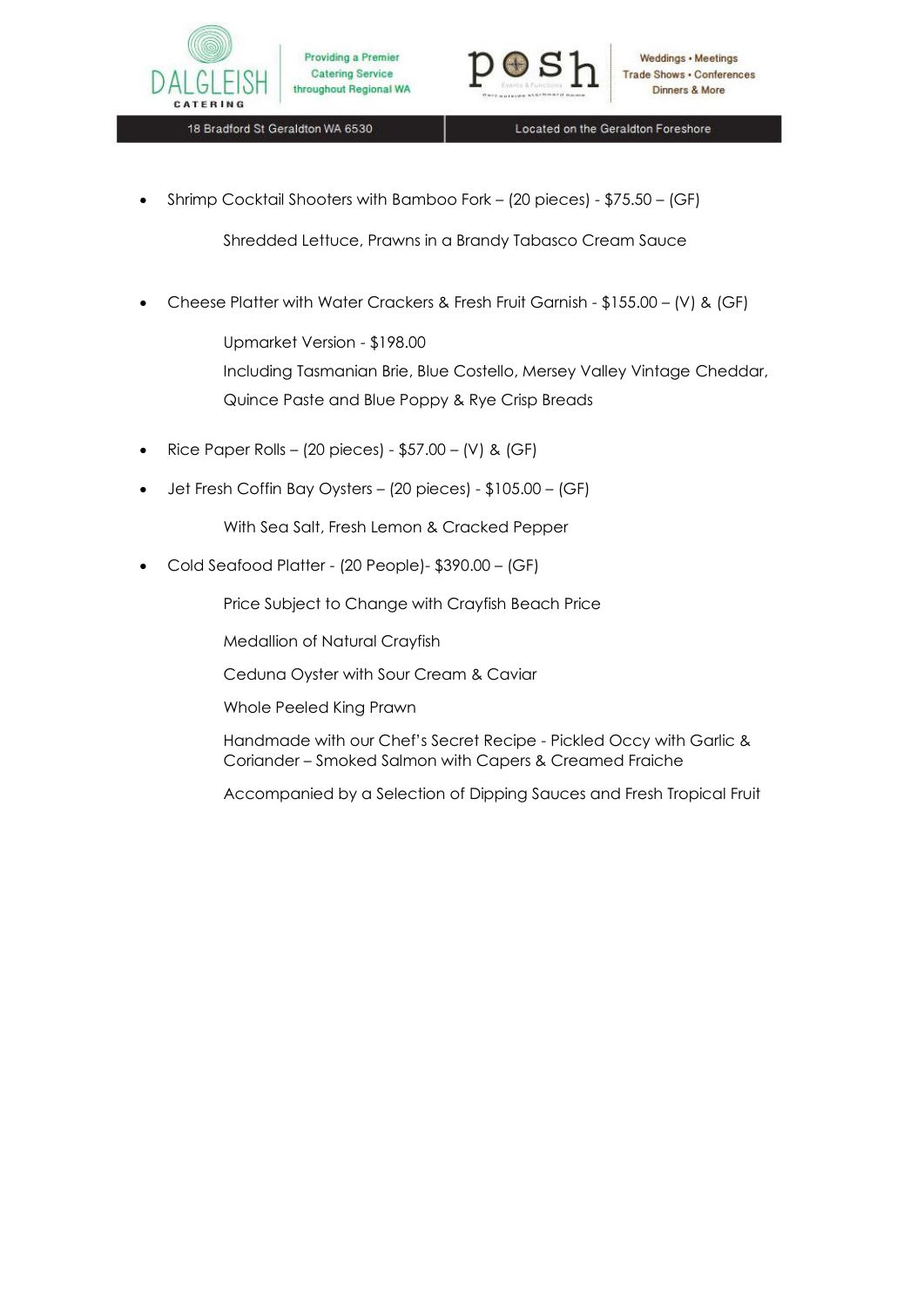- Shrimp Cocktail Shooters with Bamboo Fork – (20 pieces) - $75.50 – (GF)

  Shredded Lettuce, Prawns in a Brandy Tabasco Cream Sauce

- Cheese Platter with Water Crackers & Fresh Fruit Garnish - $155.00 – (V) & (GF)

  Upmarket Version - $198.00

  Including Tasmanian Brie, Blue Costello, Mersey Valley Vintage Cheddar, Quince Paste and Blue Poppy & Rye Crisp Breads

- Rice Paper Rolls – (20 pieces) - $57.00 – (V) & (GF)

- Jet Fresh Coffin Bay Oysters – (20 pieces) - $105.00 – (GF)

  With Sea Salt, Fresh Lemon & Cracked Pepper

- Cold Seafood Platter - (20 People)- $390.00 – (GF)

  Price Subject to Change with Crayfish Beach Price

  Medallion of Natural Crayfish

  Ceduna Oyster with Sour Cream & Caviar

  Whole Peeled King Prawn

  Handmade with our Chef's Secret Recipe - Pickled Occy with Garlic & Coriander – Smoked Salmon with Capers & Creamed Fraiche

  Accompanied by a Selection of Dipping Sauces and Fresh Tropical Fruit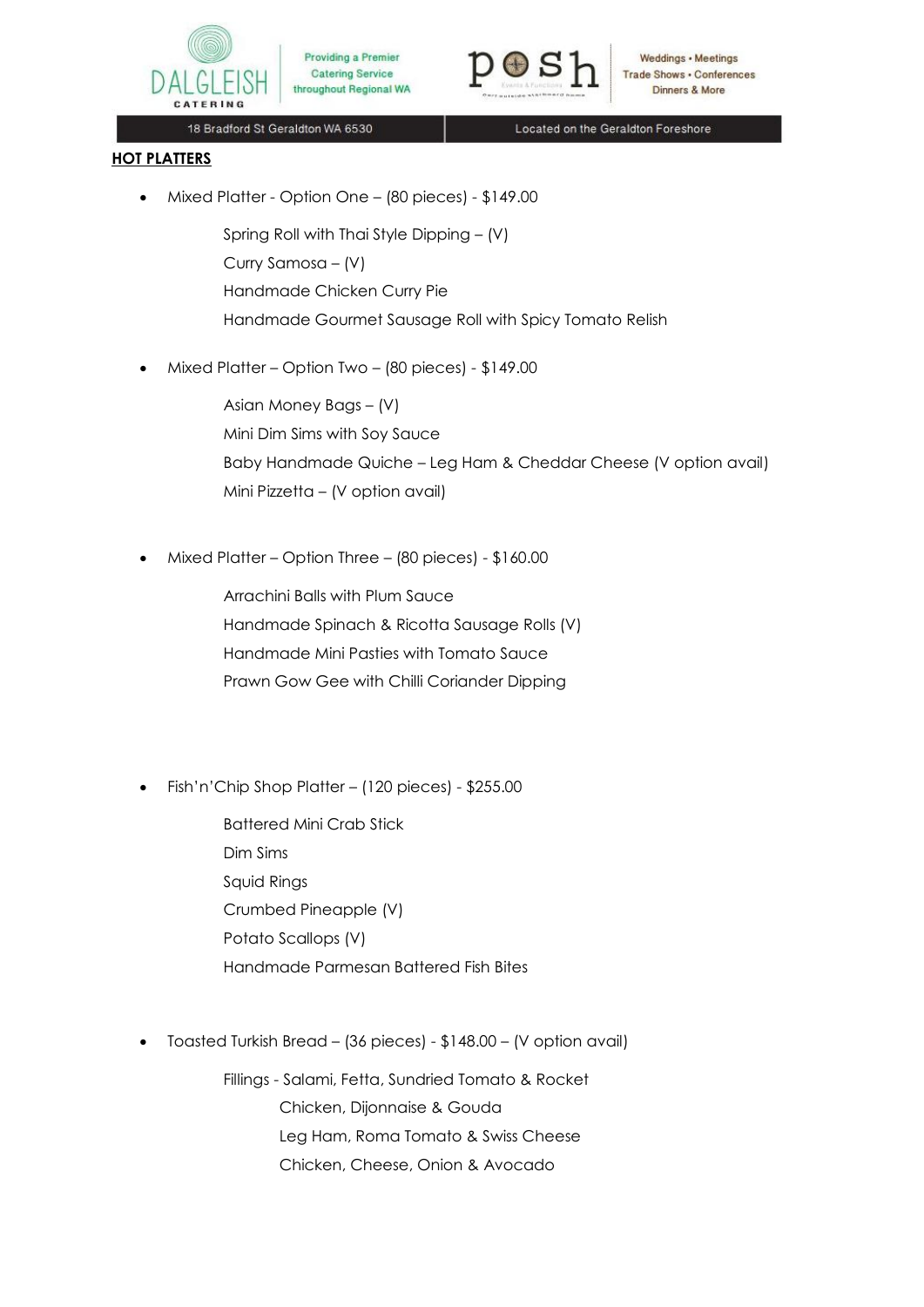## HOT PLATTERS

- Mixed Platter - Option One – (80 pieces) - $149.00

    Spring Roll with Thai Style Dipping – (V)
    Curry Samosa – (V)
    Handmade Chicken Curry Pie
    Handmade Gourmet Sausage Roll with Spicy Tomato Relish

- Mixed Platter – Option Two – (80 pieces) - $149.00

    Asian Money Bags – (V)
    Mini Dim Sims with Soy Sauce
    Baby Handmade Quiche – Leg Ham & Cheddar Cheese (V option avail)
    Mini Pizzetta – (V option avail)

- Mixed Platter – Option Three – (80 pieces) - $160.00

    Arrachini Balls with Plum Sauce
    Handmade Spinach & Ricotta Sausage Rolls (V)
    Handmade Mini Pasties with Tomato Sauce
    Prawn Gow Gee with Chilli Coriander Dipping

- Fish'n'Chip Shop Platter – (120 pieces) - $255.00

    Battered Mini Crab Stick
    Dim Sims
    Squid Rings
    Crumbed Pineapple (V)
    Potato Scallops (V)
    Handmade Parmesan Battered Fish Bites

- Toasted Turkish Bread – (36 pieces) - $148.00 – (V option avail)

    Fillings - Salami, Fetta, Sundried Tomato & Rocket
    Chicken, Dijonnaise & Gouda
    Leg Ham, Roma Tomato & Swiss Cheese
    Chicken, Cheese, Onion & Avocado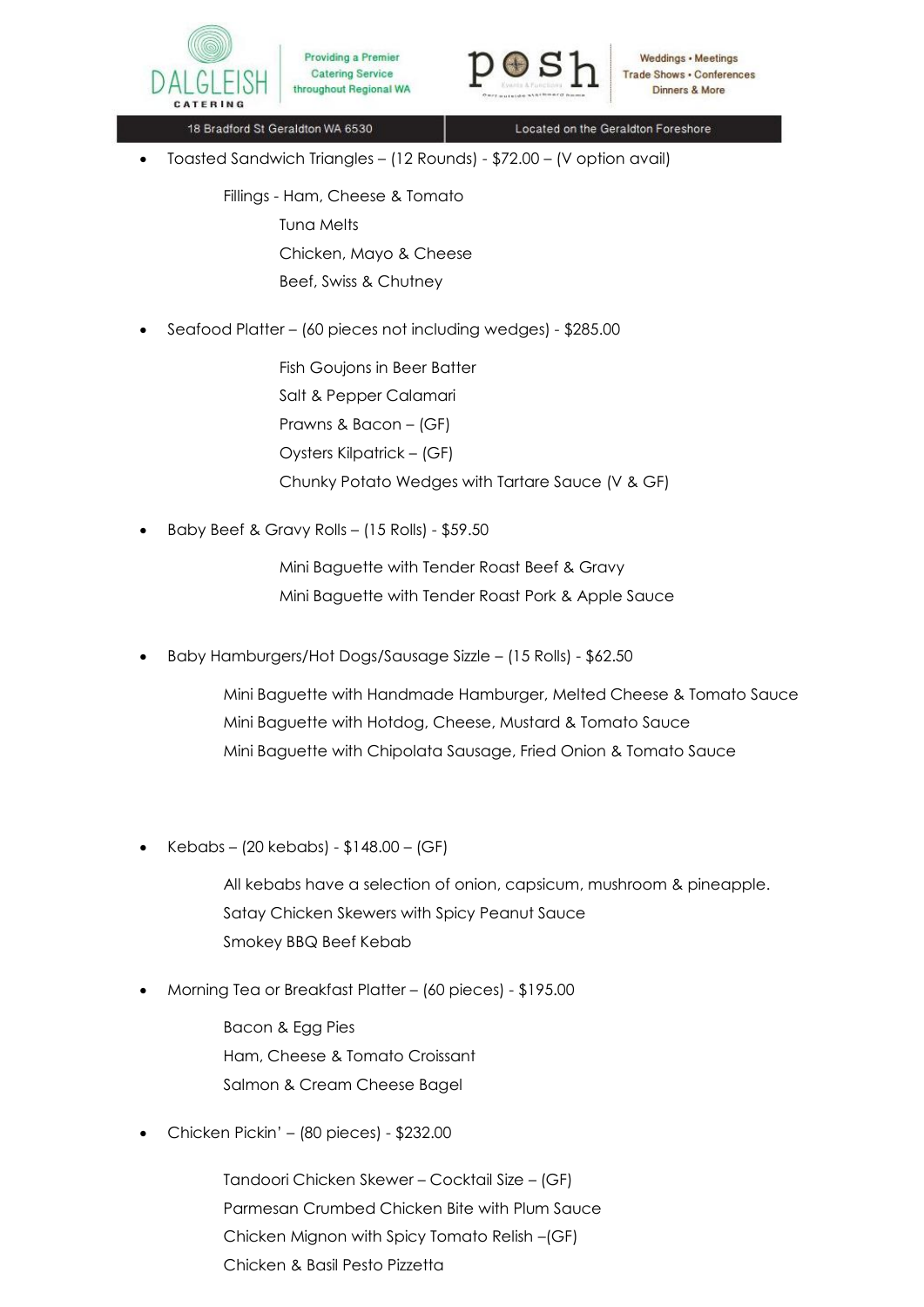- Toasted Sandwich Triangles – (12 Rounds) - $72.00 – (V option avail)

  Fillings - Ham, Cheese & Tomato
  Tuna Melts
  Chicken, Mayo & Cheese
  Beef, Swiss & Chutney

- Seafood Platter – (60 pieces not including wedges) - $285.00

  Fish Goujons in Beer Batter
  Salt & Pepper Calamari
  Prawns & Bacon – (GF)
  Oysters Kilpatrick – (GF)
  Chunky Potato Wedges with Tartare Sauce (V & GF)

- Baby Beef & Gravy Rolls – (15 Rolls) - $59.50

  Mini Baguette with Tender Roast Beef & Gravy
  Mini Baguette with Tender Roast Pork & Apple Sauce

- Baby Hamburgers/Hot Dogs/Sausage Sizzle – (15 Rolls) - $62.50

  Mini Baguette with Handmade Hamburger, Melted Cheese & Tomato Sauce
  Mini Baguette with Hotdog, Cheese, Mustard & Tomato Sauce
  Mini Baguette with Chipolata Sausage, Fried Onion & Tomato Sauce

- Kebabs – (20 kebabs) - $148.00 – (GF)

  All kebabs have a selection of onion, capsicum, mushroom & pineapple.
  Satay Chicken Skewers with Spicy Peanut Sauce
  Smokey BBQ Beef Kebab

- Morning Tea or Breakfast Platter – (60 pieces) - $195.00

  Bacon & Egg Pies
  Ham, Cheese & Tomato Croissant
  Salmon & Cream Cheese Bagel

- Chicken Pickin' – (80 pieces) - $232.00

  Tandoori Chicken Skewer – Cocktail Size – (GF)
  Parmesan Crumbed Chicken Bite with Plum Sauce
  Chicken Mignon with Spicy Tomato Relish –(GF)
  Chicken & Basil Pesto Pizzetta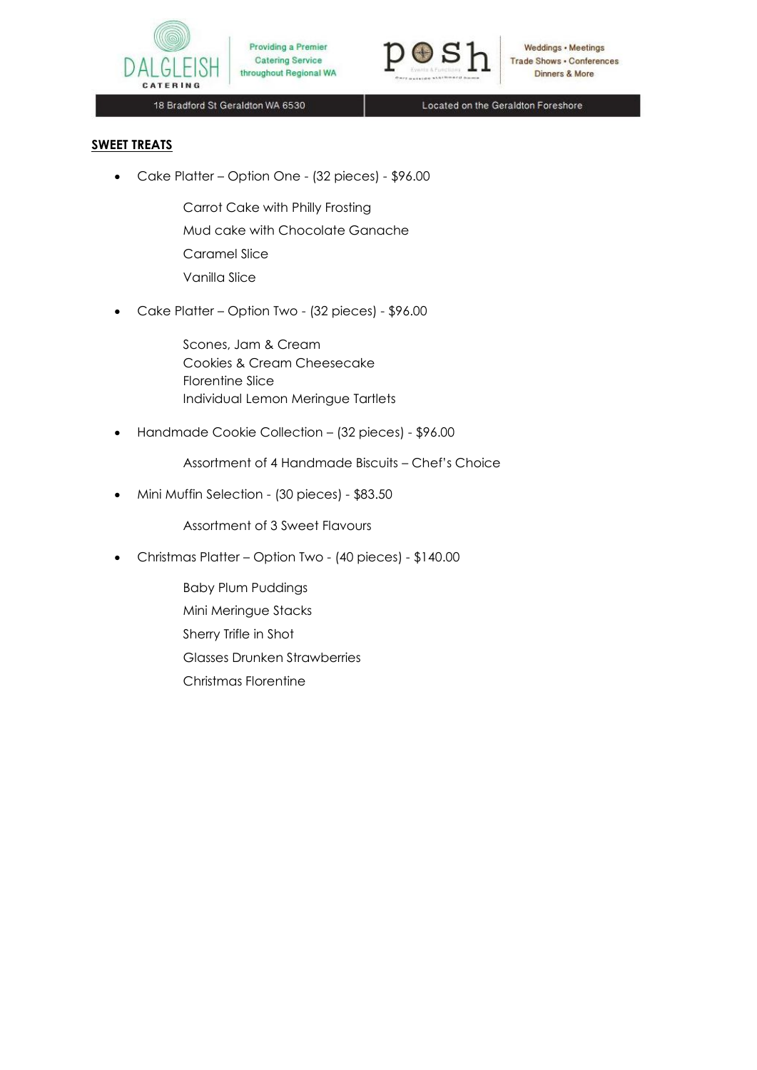**SWEET TREATS**

- Cake Platter – Option One - (32 pieces) - $96.00

  Carrot Cake with Philly Frosting
  Mud cake with Chocolate Ganache
  Caramel Slice
  Vanilla Slice

- Cake Platter – Option Two - (32 pieces) - $96.00

  Scones, Jam & Cream
  Cookies & Cream Cheesecake
  Florentine Slice
  Individual Lemon Meringue Tartlets

- Handmade Cookie Collection – (32 pieces) - $96.00

  Assortment of 4 Handmade Biscuits – Chef's Choice

- Mini Muffin Selection - (30 pieces) - $83.50

  Assortment of 3 Sweet Flavours

- Christmas Platter – Option Two - (40 pieces) - $140.00

  Baby Plum Puddings
  Mini Meringue Stacks
  Sherry Trifle in Shot
  Glasses Drunken Strawberries
  Christmas Florentine